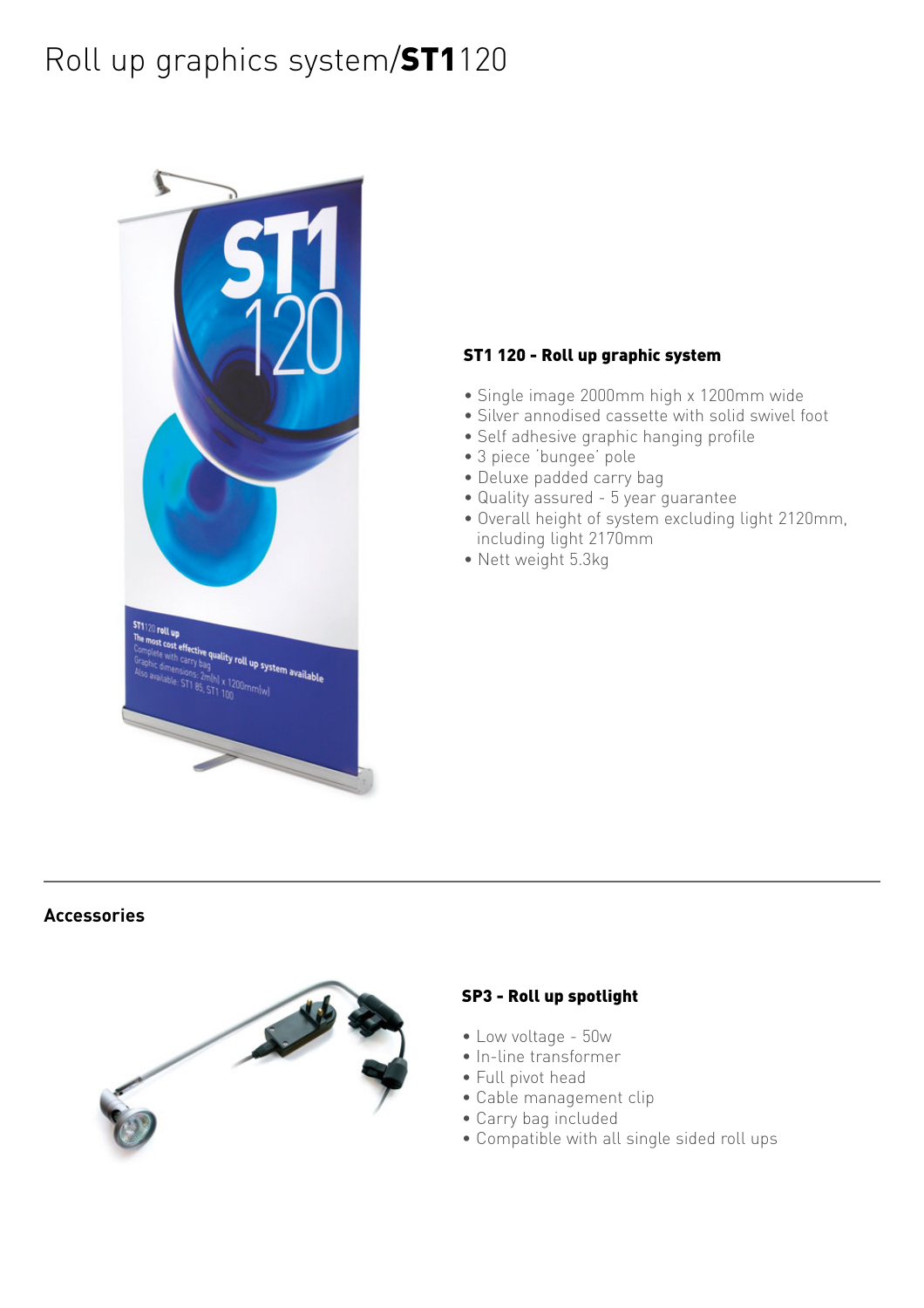# Roll up graphics system/**ST1**120

### ST1 120 - Roll up graphic system

- Single image 2000mm high x 1200mm wide
- Silver annodised cassette with solid swivel foot
- Self adhesive graphic hanging profile
- 3 piece 'bungee' pole
- Deluxe padded carry bag
- Quality assured - 5 year guarantee
- Overall height of system excluding light 2120mm, including light 2170mm
- Nett weight 5.3kg

## Accessories

### SP3 - Roll up spotlight

- Low voltage - 50w
- In-line transformer
- Full pivot head
- Cable management clip
- Carry bag included
- Compatible with all single sided roll ups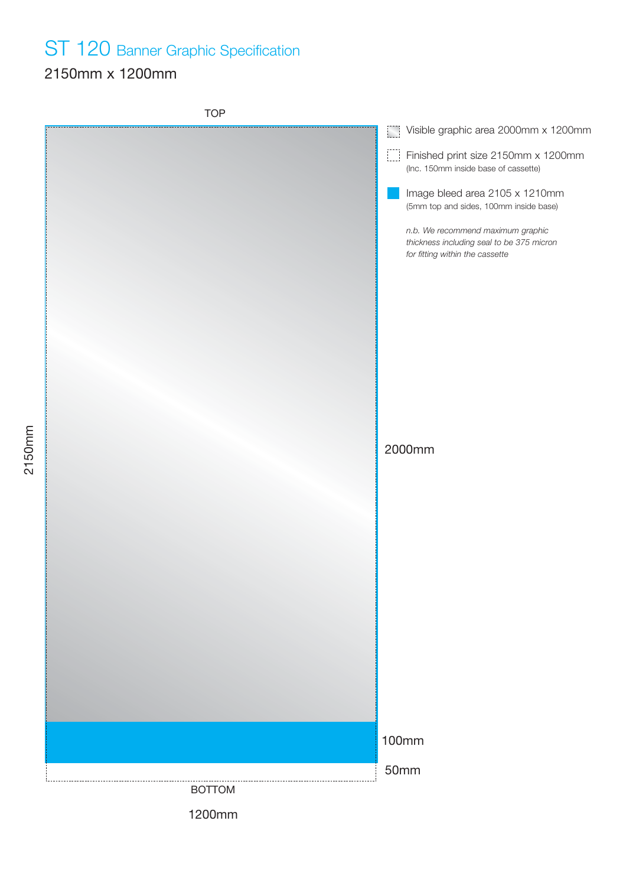# ST 120 Banner Graphic Specification

2150mm x 1200mm

TOP

- Visible graphic area 2000mm x 1200mm
- Finished print size 2150mm x 1200mm (Inc. 150mm inside base of cassette)
- Image bleed area 2105 x 1210mm (5mm top and sides, 100mm inside base)

*n.b. We recommend maximum graphic thickness including seal to be 375 micron for fitting within the cassette*

2150mm

2000mm

100mm

50mm

BOTTOM

1200mm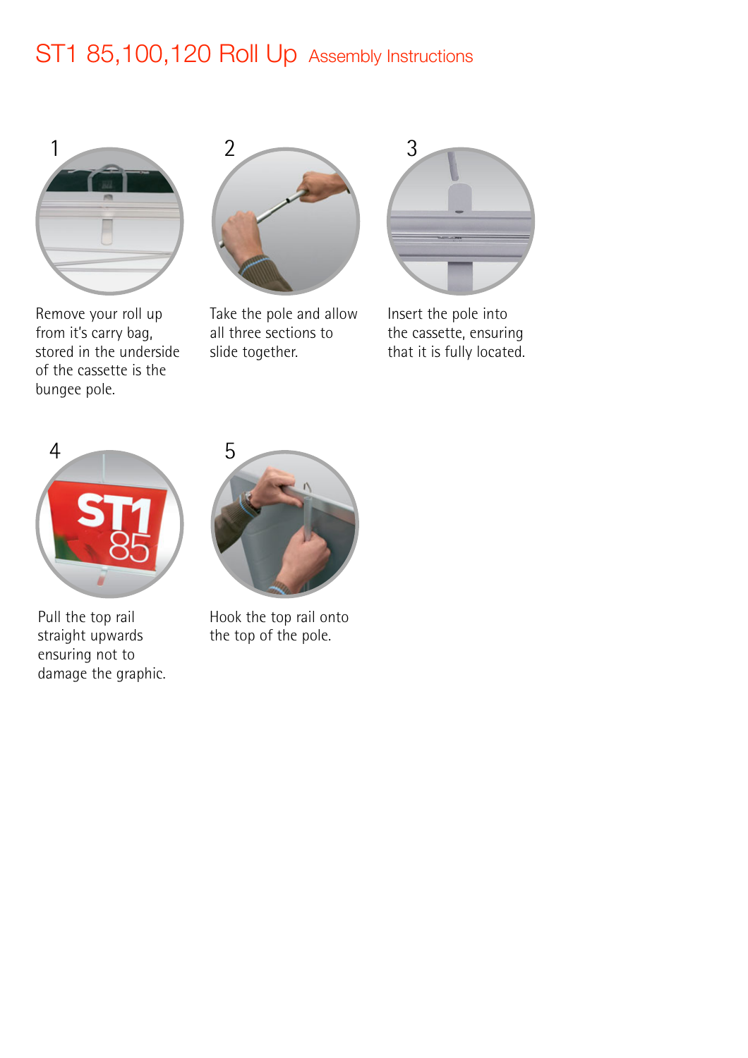# ST1 85,100,120 Roll Up Assembly Instructions

1. Remove your roll up from it's carry bag, stored in the underside of the cassette is the bungee pole.

2. Take the pole and allow all three sections to slide together.

3. Insert the pole into the cassette, ensuring that it is fully located.

4. Pull the top rail straight upwards ensuring not to damage the graphic.

5. Hook the top rail onto the top of the pole.